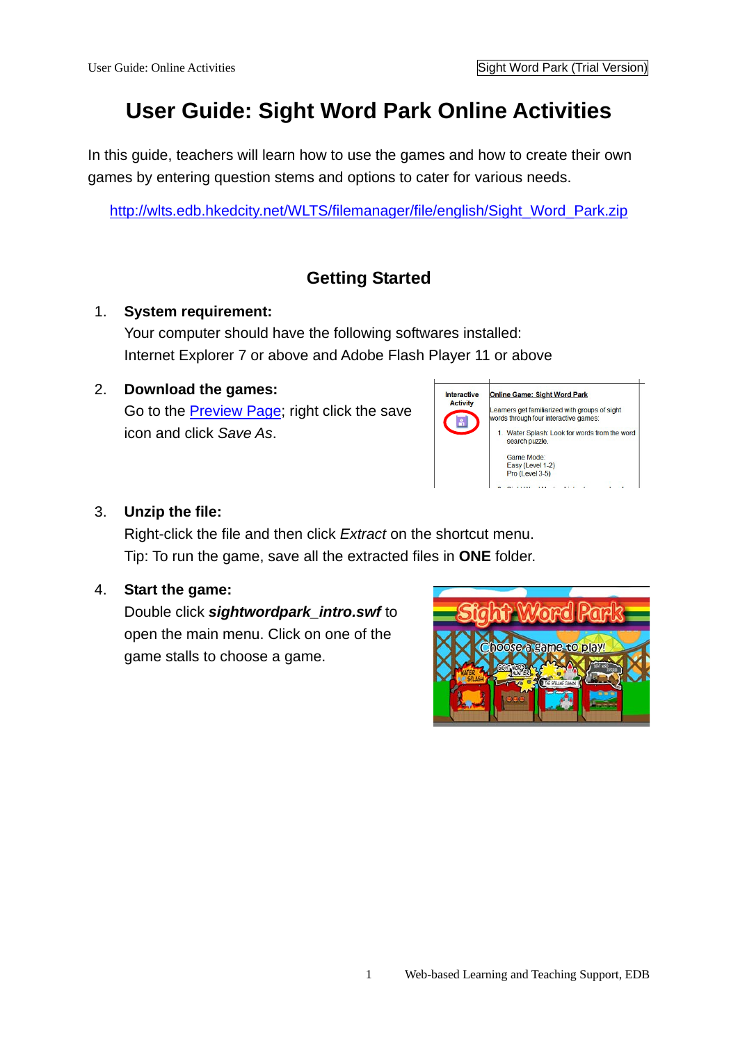# User Guide: Sight Word Park Online Activities

In this guide, teachers will learn how to use the games and how to create their own games by entering question stems and options to cater for various needs.

http://wlts.edb.hkedcity.net/WLTS/filemanager/file/english/Sight_Word_Park.zip

## Getting Started

1. **System requirement:**
   Your computer should have the following softwares installed:
   Internet Explorer 7 or above and Adobe Flash Player 11 or above

2. **Download the games:**
   Go to the Preview Page; right click the save icon and click *Save As*.

3. **Unzip the file:**
   Right-click the file and then click *Extract* on the shortcut menu.
   Tip: To run the game, save all the extracted files in **ONE** folder.

4. **Start the game:**
   Double click ***sightwordpark_intro.swf*** to open the main menu. Click on one of the game stalls to choose a game.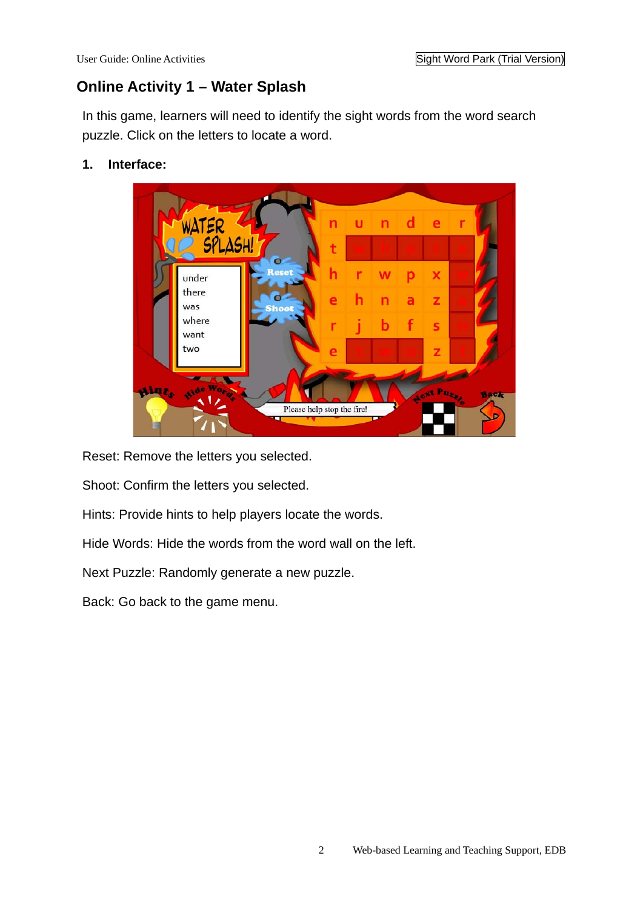## Online Activity 1 – Water Splash

In this game, learners will need to identify the sight words from the word search puzzle. Click on the letters to locate a word.

**1. Interface:**

Reset: Remove the letters you selected.

Shoot: Confirm the letters you selected.

Hints: Provide hints to help players locate the words.

Hide Words: Hide the words from the word wall on the left.

Next Puzzle: Randomly generate a new puzzle.

Back: Go back to the game menu.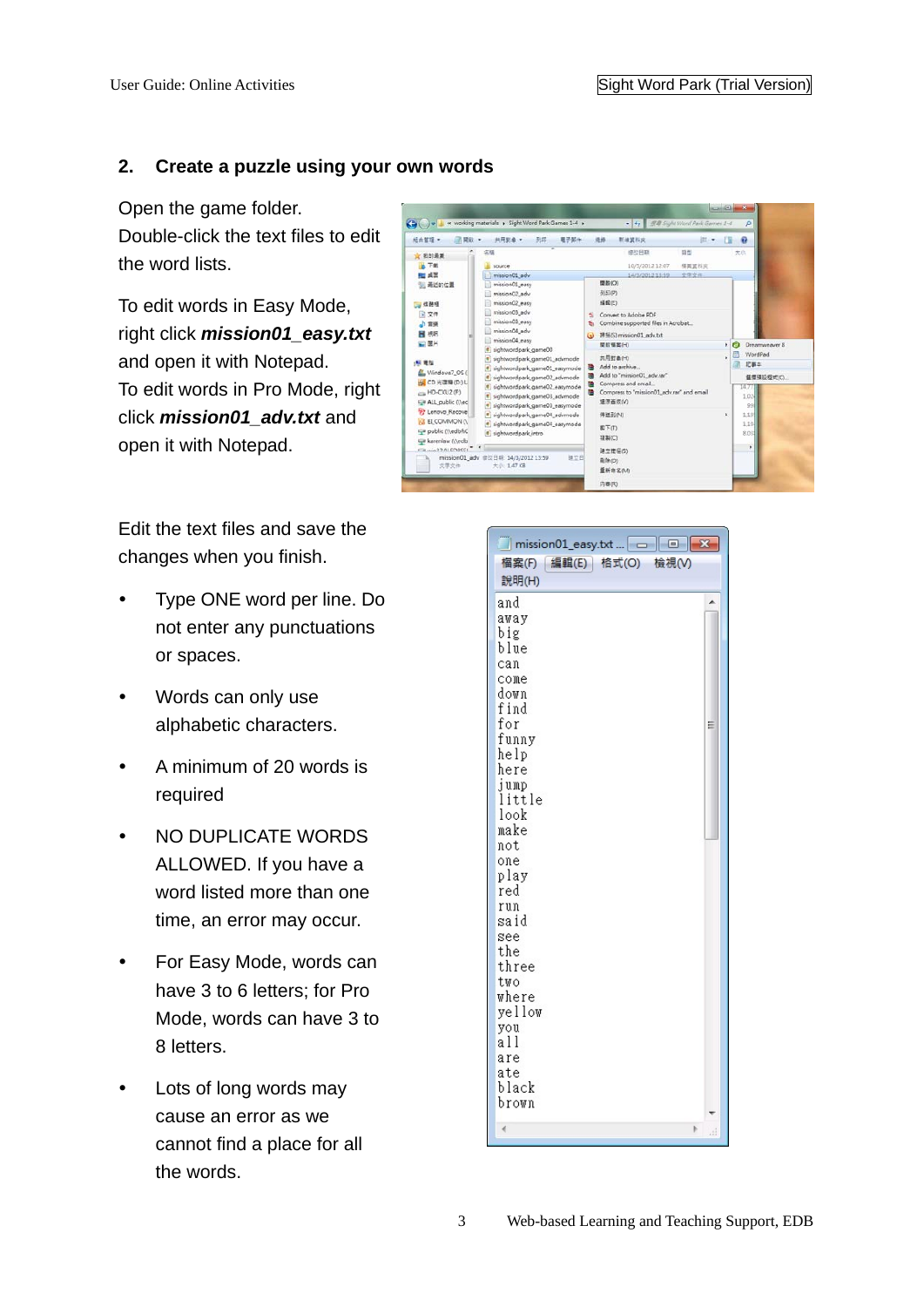## 2. Create a puzzle using your own words

Open the game folder.
Double-click the text files to edit the word lists.

To edit words in Easy Mode, right click ***mission01_easy.txt*** and open it with Notepad.
To edit words in Pro Mode, right click ***mission01_adv.txt*** and open it with Notepad.

Edit the text files and save the changes when you finish.

- Type ONE word per line. Do not enter any punctuations or spaces.
- Words can only use alphabetic characters.
- A minimum of 20 words is required
- NO DUPLICATE WORDS ALLOWED. If you have a word listed more than one time, an error may occur.
- For Easy Mode, words can have 3 to 6 letters; for Pro Mode, words can have 3 to 8 letters.
- Lots of long words may cause an error as we cannot find a place for all the words.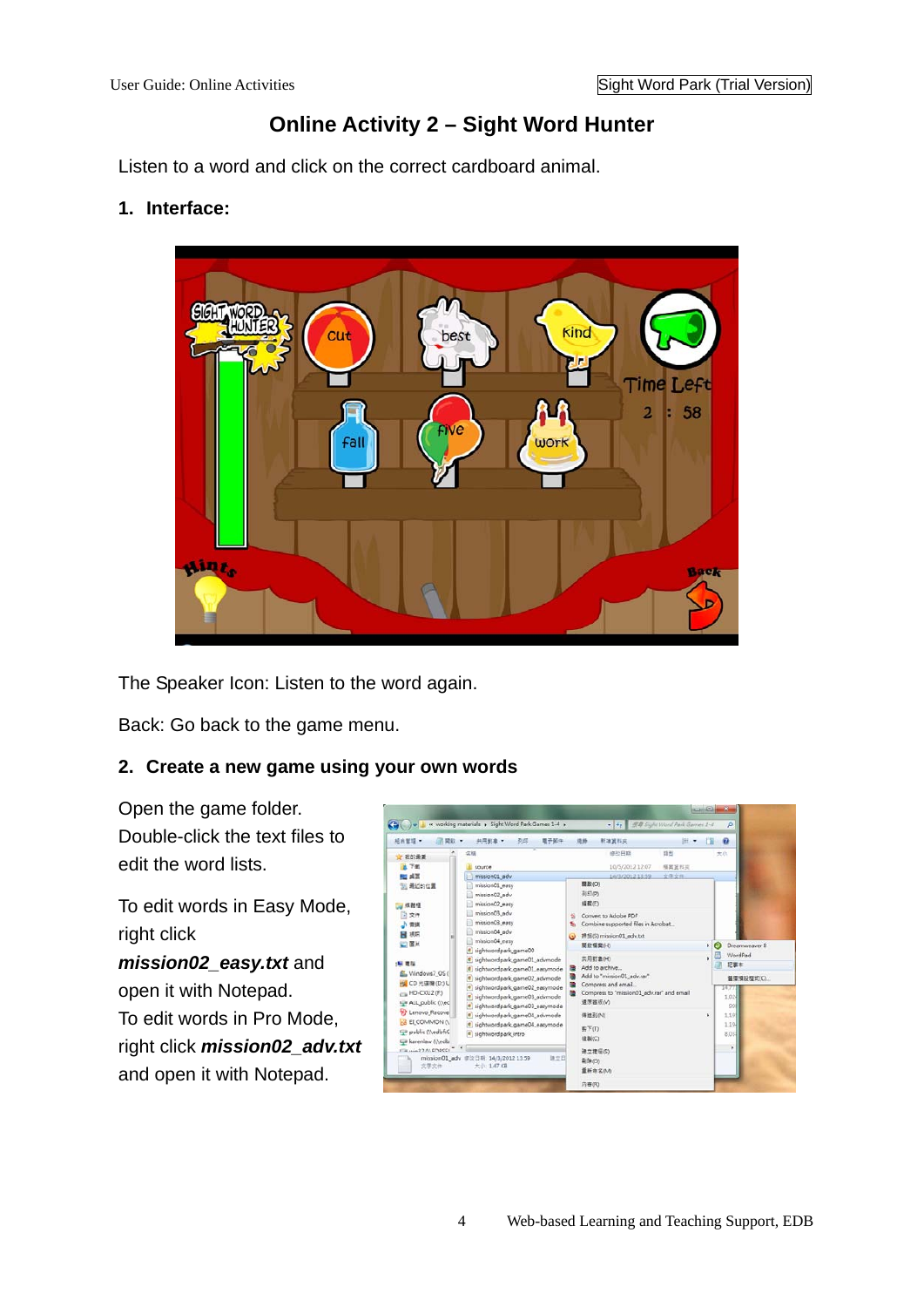# Online Activity 2 – Sight Word Hunter

Listen to a word and click on the correct cardboard animal.

## 1. Interface:

The Speaker Icon: Listen to the word again.

Back: Go back to the game menu.

## 2. Create a new game using your own words

Open the game folder. Double-click the text files to edit the word lists.

To edit words in Easy Mode, right click ***mission02_easy.txt*** and open it with Notepad.
To edit words in Pro Mode, right click ***mission02_adv.txt*** and open it with Notepad.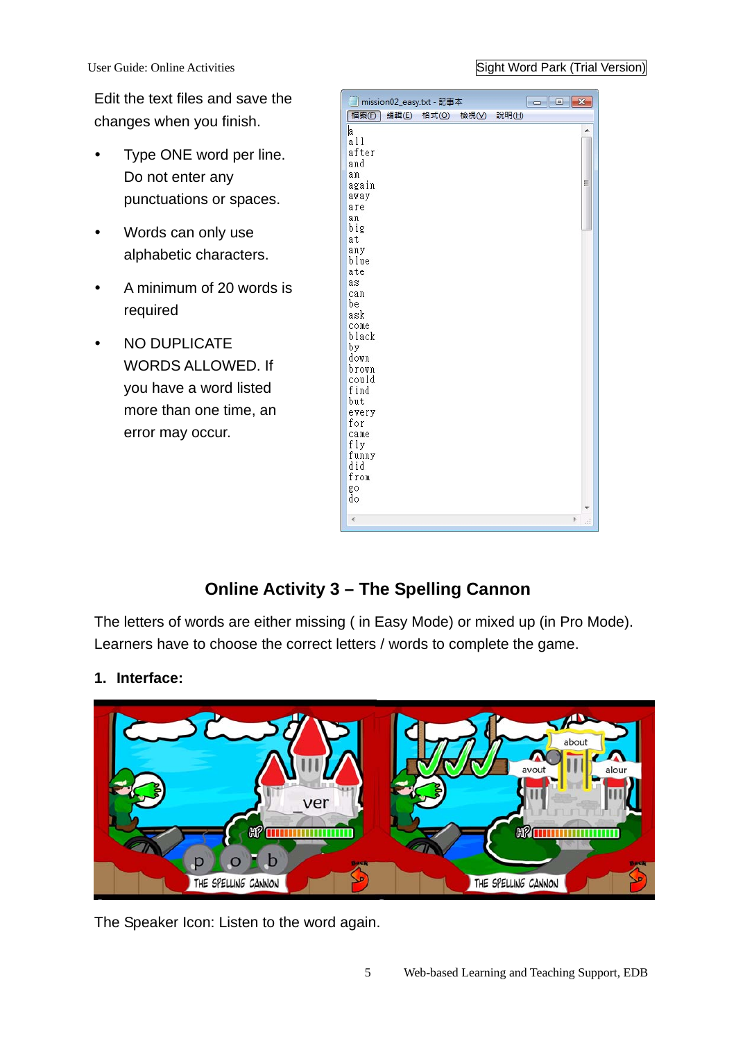Edit the text files and save the changes when you finish.

- Type ONE word per line. Do not enter any punctuations or spaces.
- Words can only use alphabetic characters.
- A minimum of 20 words is required
- NO DUPLICATE WORDS ALLOWED. If you have a word listed more than one time, an error may occur.

## Online Activity 3 – The Spelling Cannon

The letters of words are either missing ( in Easy Mode) or mixed up (in Pro Mode). Learners have to choose the correct letters / words to complete the game.

**1. Interface:**

The Speaker Icon: Listen to the word again.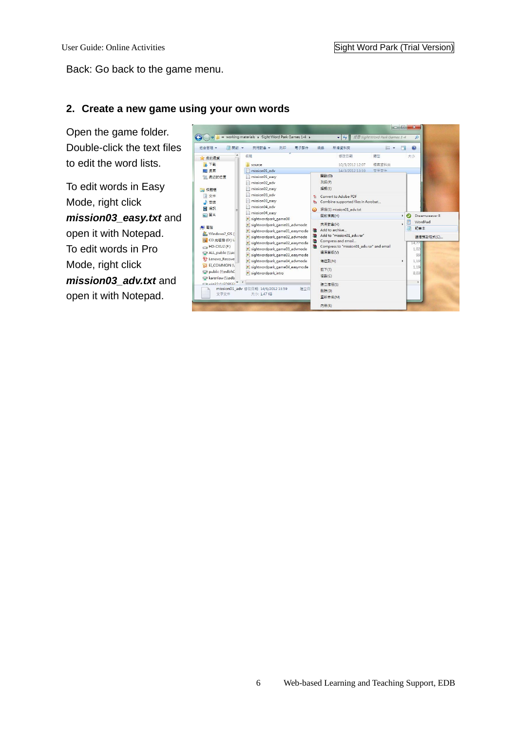Back: Go back to the game menu.

## 2. Create a new game using your own words

Open the game folder. Double-click the text files to edit the word lists.

To edit words in Easy Mode, right click ***mission03_easy.txt*** and open it with Notepad. To edit words in Pro Mode, right click ***mission03_adv.txt*** and open it with Notepad.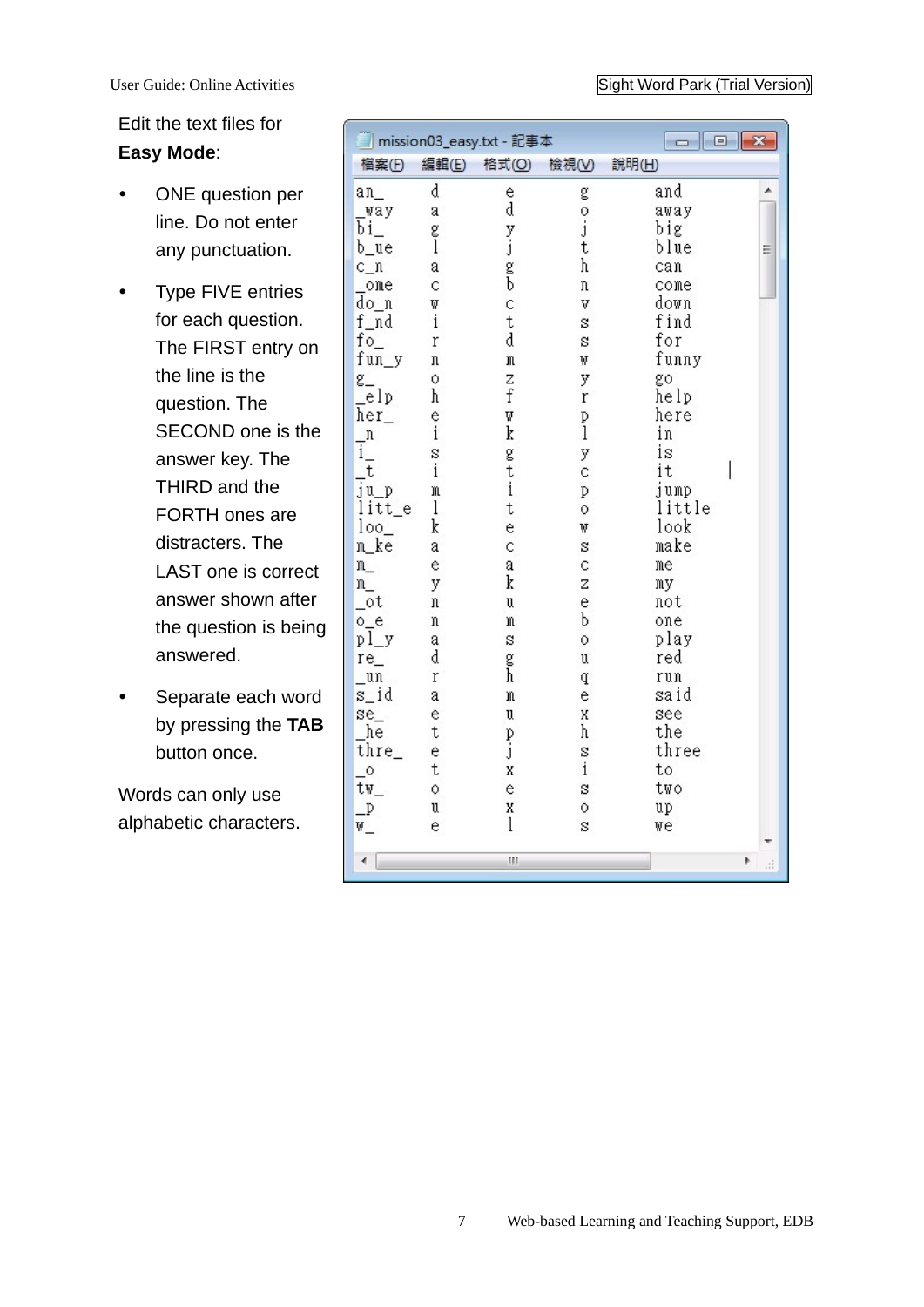Edit the text files for **Easy Mode**:

- ONE question per line. Do not enter any punctuation.
- Type FIVE entries for each question. The FIRST entry on the line is the question. The SECOND one is the answer key. The THIRD and the FORTH ones are distracters. The LAST one is correct answer shown after the question is being answered.
- Separate each word by pressing the **TAB** button once.

Words can only use alphabetic characters.

mission03_easy.txt - 記事本

檔案(F) 編輯(E) 格式(O) 檢視(V) 說明(H)

```
an_	d	e	g	and
_way	a	d	o	away
bi_	g	y	j	big
b_ue	l	j	t	blue
c_n	a	g	h	can
_ome	c	b	n	come
do_n	w	c	v	down
f_nd	i	t	s	find
fo_	r	d	s	for
fun_y	n	m	w	funny
g_	o	z	y	go
_elp	h	f	r	help
her_	e	w	p	here
_n	i	k	l	in
i_	s	g	y	is
_t	i	t	c	it
ju_p	m	i	p	jump
litt_e	l	t	o	little
loo_	k	e	w	look
m_ke	a	c	s	make
m_	e	a	c	me
m_	y	k	z	my
_ot	n	u	e	not
o_e	n	m	b	one
pl_y	a	s	o	play
re_	d	g	u	red
_un	r	h	q	run
s_id	a	m	e	said
se_	e	u	x	see
_he	t	p	h	the
thre_	e	j	s	three
_o	t	x	i	to
tw_	o	e	s	two
_p	u	x	o	up
w_	e	l	s	we
```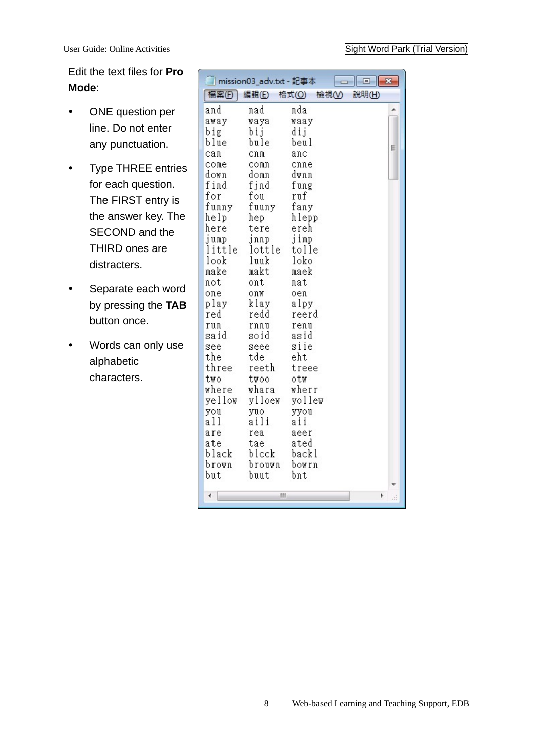Edit the text files for **Pro Mode**:

- ONE question per line. Do not enter any punctuation.
- Type THREE entries for each question. The FIRST entry is the answer key. The SECOND and the THIRD ones are distracters.
- Separate each word by pressing the **TAB** button once.
- Words can only use alphabetic characters.

mission03_adv.txt - 記事本

檔案(F) 編輯(E) 格式(O) 檢視(V) 說明(H)

```
and	nad	nda
away	waya	waay
big	bij	dij
blue	bule	beul
can	cnm	anc
come	comn	cnne
down	domn	dwnn
find	fjnd	fung
for	fou	ruf
funny	fuuny	fany
help	hep	hlepp
here	tere	ereh
jump	jnnp	jimp
little	lottle	tolle
look	luuk	loko
make	makt	maek
not	ont	nat
one	onw	oen
play	klay	alpy
red	redd	reerd
run	rnnu	renu
said	soid	asid
see	seee	siie
the	tde	eht
three	reeth	treee
two	twoo	otw
where	whara	wherr
yellow	ylloew	yollew
you	yuo	yyou
all	aili	aii
are	rea	aeer
ate	tae	ated
black	blcck	backl
brown	brouwn	bowrn
but	buut	bnt
```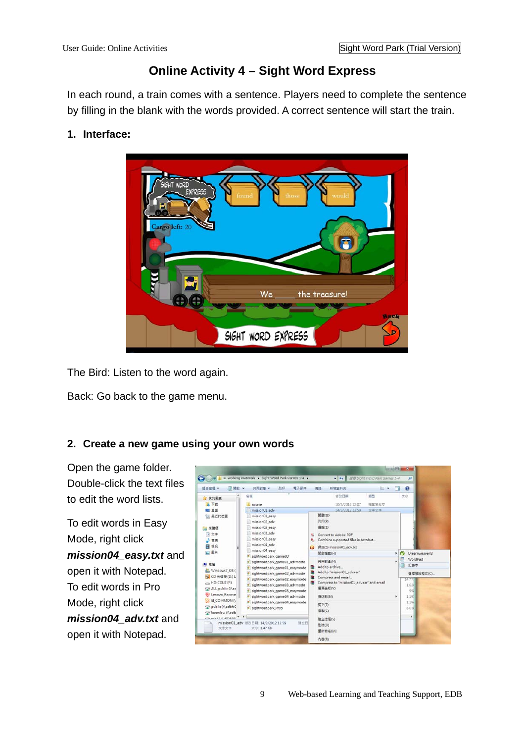# Online Activity 4 – Sight Word Express

In each round, a train comes with a sentence. Players need to complete the sentence by filling in the blank with the words provided. A correct sentence will start the train.

## 1. Interface:

The Bird: Listen to the word again.

Back: Go back to the game menu.

## 2. Create a new game using your own words

Open the game folder. Double-click the text files to edit the word lists.

To edit words in Easy Mode, right click ***mission04_easy.txt*** and open it with Notepad. To edit words in Pro Mode, right click ***mission04_adv.txt*** and open it with Notepad.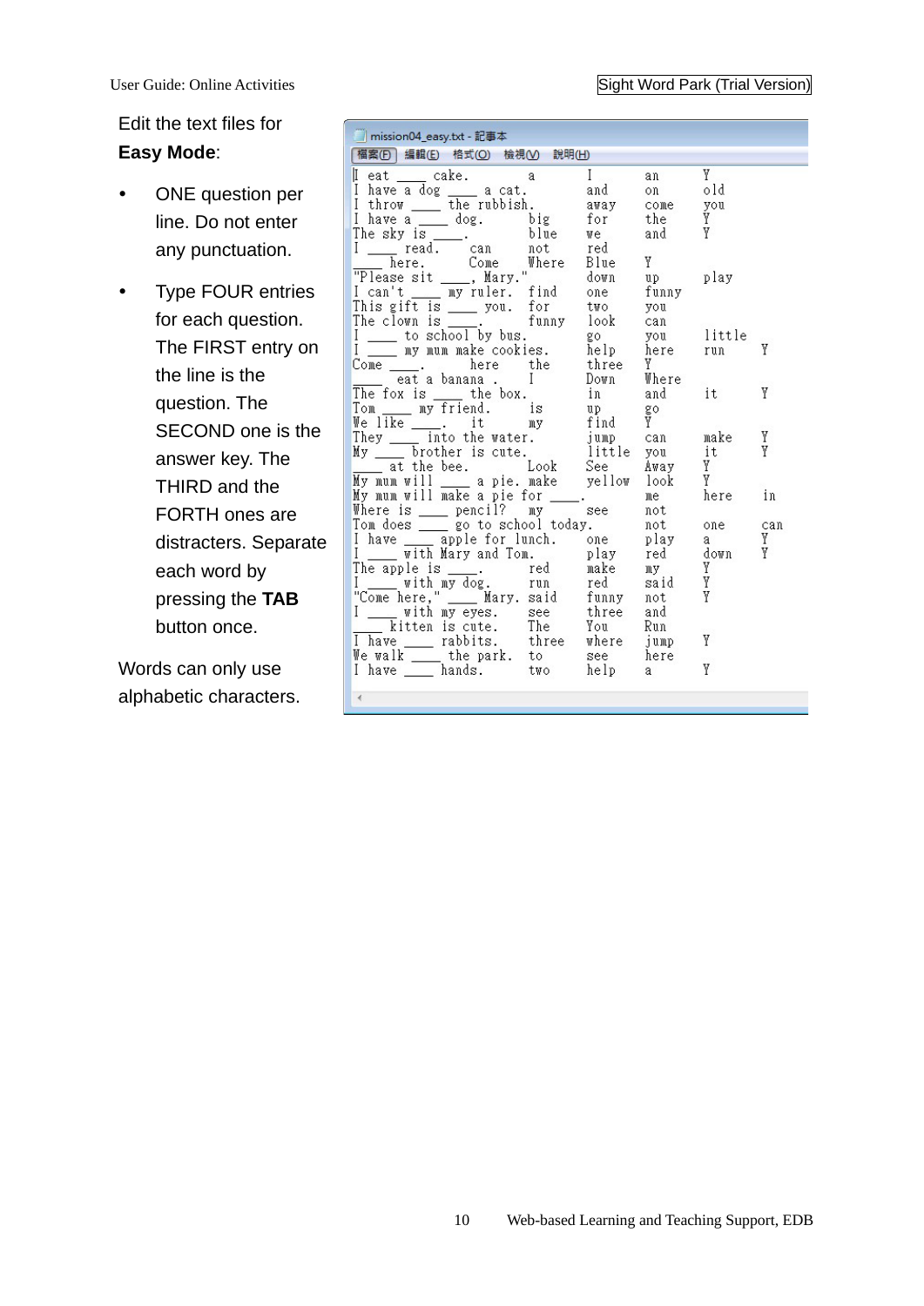Edit the text files for **Easy Mode**:

- ONE question per line. Do not enter any punctuation.
- Type FOUR entries for each question. The FIRST entry on the line is the question. The SECOND one is the answer key. The THIRD and the FORTH ones are distracters. Separate each word by pressing the **TAB** button once.

Words can only use alphabetic characters.

mission04_easy.txt - 記事本

檔案(F) 編輯(E) 格式(O) 檢視(V) 說明(H)

```
I eat ____ cake.	a	I	an	Y
I have a dog ____ a cat.	and	on	old
I throw ____ the rubbish.	away	come	you
I have a ____ dog.	big	for	the	Y
The sky is ____.	blue	we	and	Y
I ____ read.	can	not	red
____ here.	Come	Where	Blue	Y
"Please sit ____, Mary."	down	up	play
I can't ____ my ruler.	find	one	funny
This gift is ____ you.	for	two	you
The clown is ____.	funny	look	can
I ____ to school by bus.	go	you	little
I ____ my mum make cookies.	help	here	run	Y
Come ____.	here	the	three	Y
____ eat a banana .	I	Down	Where
The fox is ____ the box.	in	and	it	Y
Tom ____ my friend.	is	up	go
We like ____.	it	my	find	Y
They ____ into the water.	jump	can	make	Y
My ____ brother is cute.	little	you	it	Y
____ at the bee.	Look	See	Away	Y
My mum will ____ a pie.	make	yellow	look	Y
My mum will make a pie for ____.	me	here	in
Where is ____ pencil?	my	see	not
Tom does ____ go to school today.	not	one	can
I have ____ apple for lunch.	one	play	a	Y
I ____ with Mary and Tom.	play	red	down	Y
The apple is ____.	red	make	my	Y
I ____ with my dog.	run	red	said	Y
"Come here," ____ Mary.	said	funny	not	Y
I ____ with my eyes.	see	three	and
____ kitten is cute.	The	You	Run
I have ____ rabbits.	three	where	jump	Y
We walk ____ the park.	to	see	here
I have ____ hands.	two	help	a	Y
```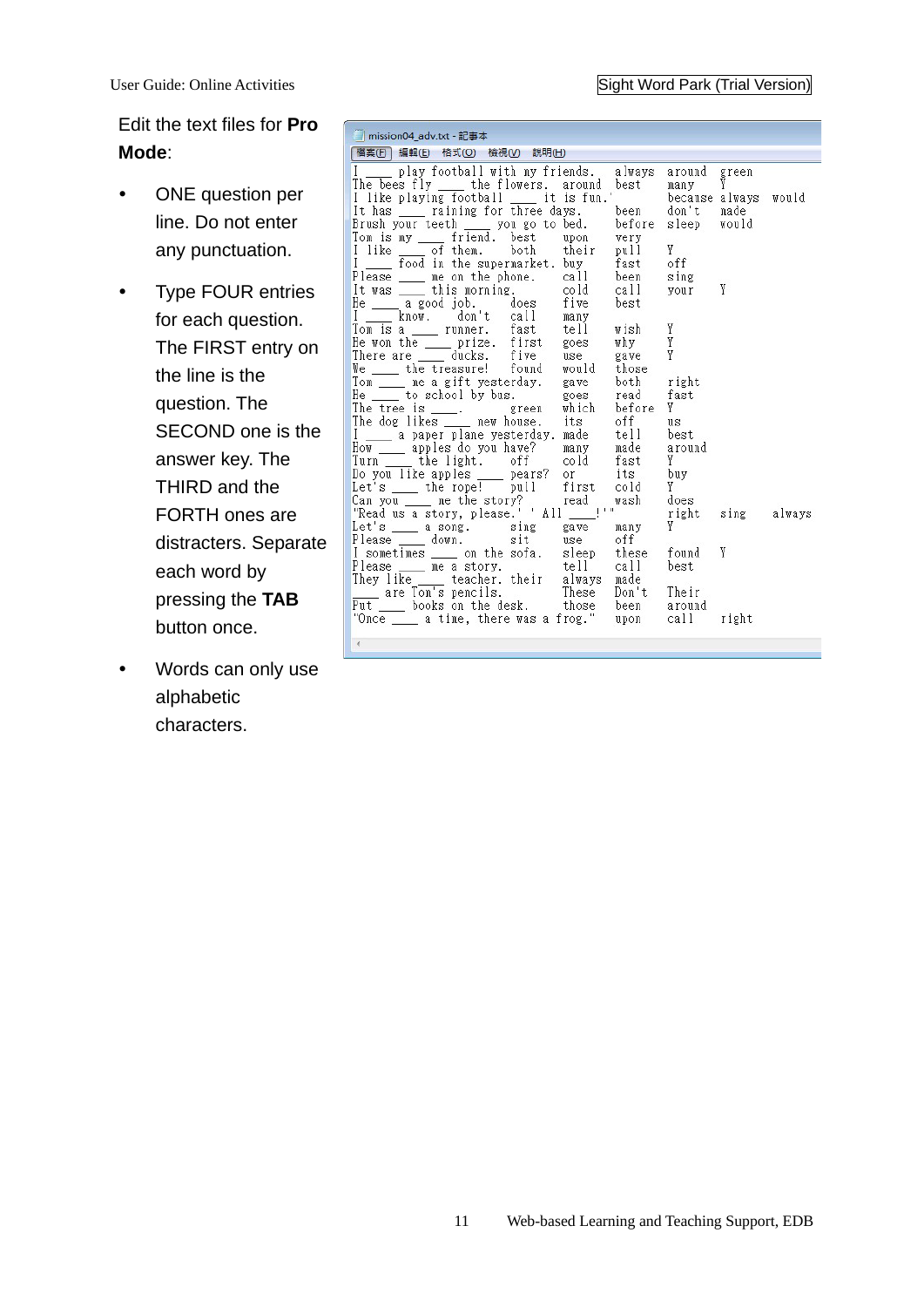Edit the text files for **Pro Mode**:

- ONE question per line. Do not enter any punctuation.
- Type FOUR entries for each question. The FIRST entry on the line is the question. The SECOND one is the answer key. The THIRD and the FORTH ones are distracters. Separate each word by pressing the **TAB** button once.
- Words can only use alphabetic characters.

mission04_adv.txt - 記事本

檔案(F) 編輯(E) 格式(O) 檢視(V) 說明(H)

```
I ____ play football with my friends.	always	around	green
The bees fly ____ the flowers.	around	best	many	Y
I like playing football ____ it is fun.'	because	always	would
It has ____ raining for three days.	been	don't	made
Brush your teeth ____ you go to bed.	before	sleep	would
Tom is my ____ friend.	best	upon	very
I like ____ of them.	both	their	pull	Y
I ____ food in the supermarket.	buy	fast	off
Please ____ me on the phone.	call	been	sing
It was ____ this morning.	cold	call	your	Y
He ____ a good job.	does	five	best
I ____ know.	don't	call	many
Tom is a ____ runner.	fast	tell	wish	Y
He won the ____ prize.	first	goes	why	Y
There are ____ ducks.	five	use	gave	Y
We ____ the treasure!	found	would	those
Tom ____ me a gift yesterday.	gave	both	right
He ____ to school by bus.	goes	read	fast
The tree is ____.	green	which	before	Y
The dog likes ____ new house.	its	off	us
I ____ a paper plane yesterday.	made	tell	best
How ____ apples do you have?	many	made	around
Turn ____ the light.	off	cold	fast	Y
Do you like apples ____ pears?	or	its	buy
Let's ____ the rope!	pull	first	cold	Y
Can you ____ me the story?	read	wash	does
"Read us a story, please.' ' All ____!'"	right	sing	always
Let's ____ a song.	sing	gave	many	Y
Please ____ down.	sit	use	off
I sometimes ____ on the sofa.	sleep	these	found	Y
Please ____ me a story.	tell	call	best
They like ____ teacher.	their	always	made
____ are Tom's pencils.	These	Don't	Their
Put ____ books on the desk.	those	been	around
"Once ____ a time, there was a frog."	upon	call	right
```